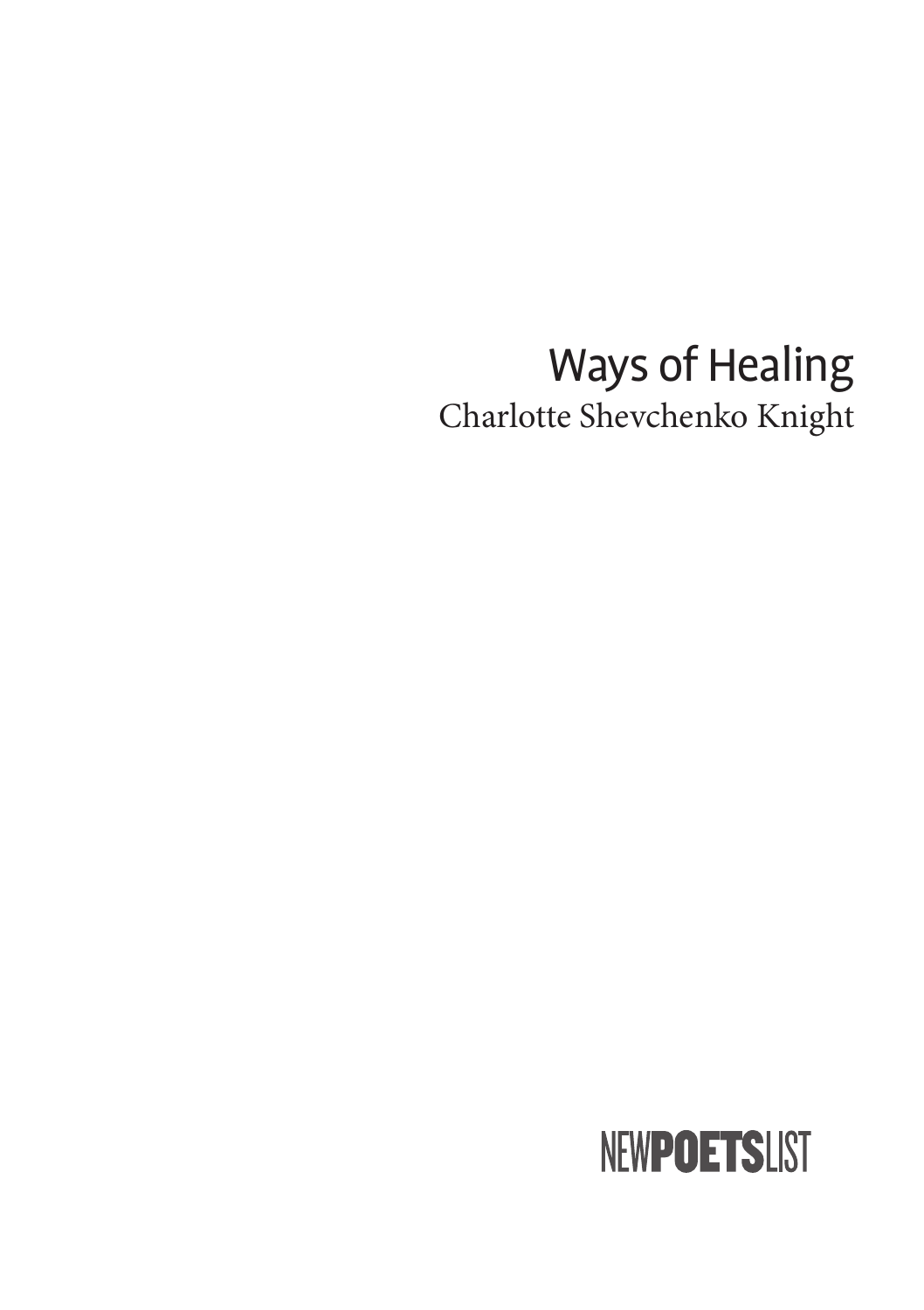# Ways of Healing

Charlotte Shevchenko Knight

NEW**POETS**LIST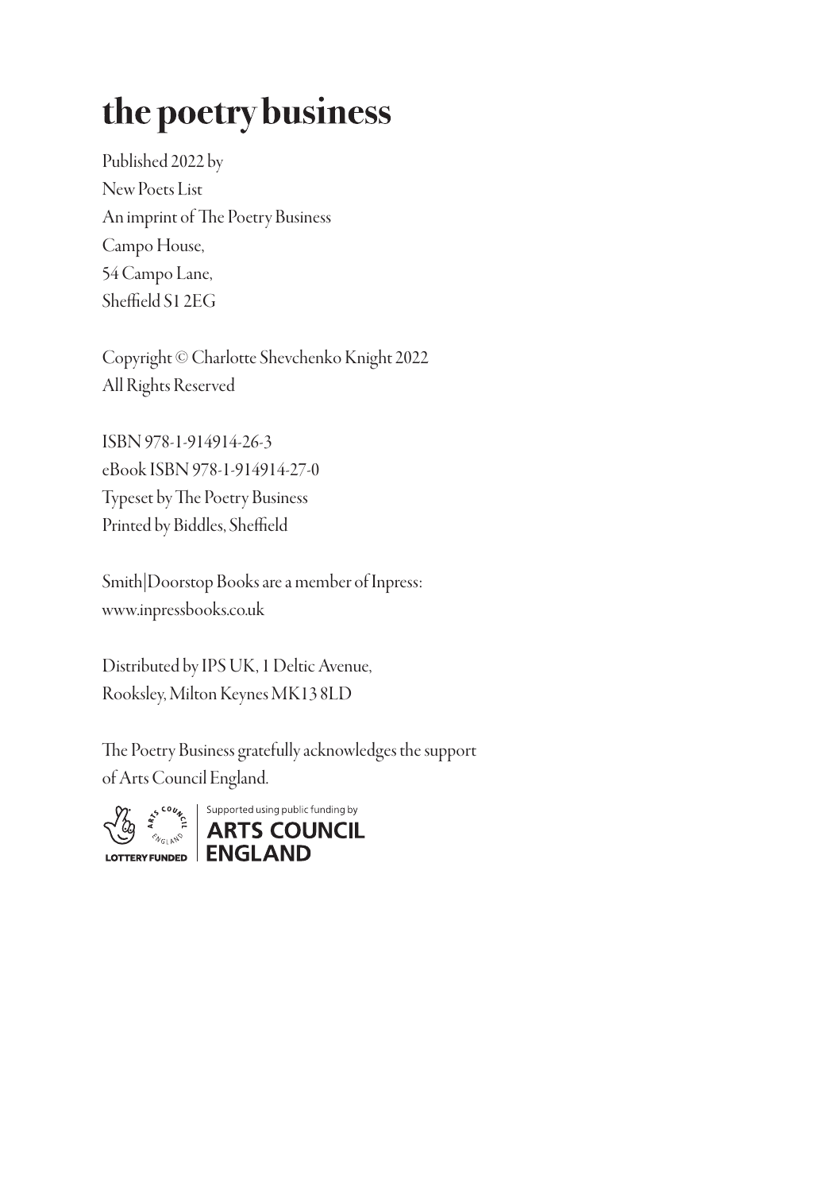# the poetry business

Published 2022 by
New Poets List
An imprint of The Poetry Business
Campo House,
54 Campo Lane,
Sheffield S1 2EG

Copyright © Charlotte Shevchenko Knight 2022
All Rights Reserved

ISBN 978-1-914914-26-3
eBook ISBN 978-1-914914-27-0
Typeset by The Poetry Business
Printed by Biddles, Sheffield

Smith|Doorstop Books are a member of Inpress:
www.inpressbooks.co.uk

Distributed by IPS UK, 1 Deltic Avenue,
Rooksley, Milton Keynes MK13 8LD

The Poetry Business gratefully acknowledges the support of Arts Council England.

LOTTERY FUNDED | Supported using public funding by ARTS COUNCIL ENGLAND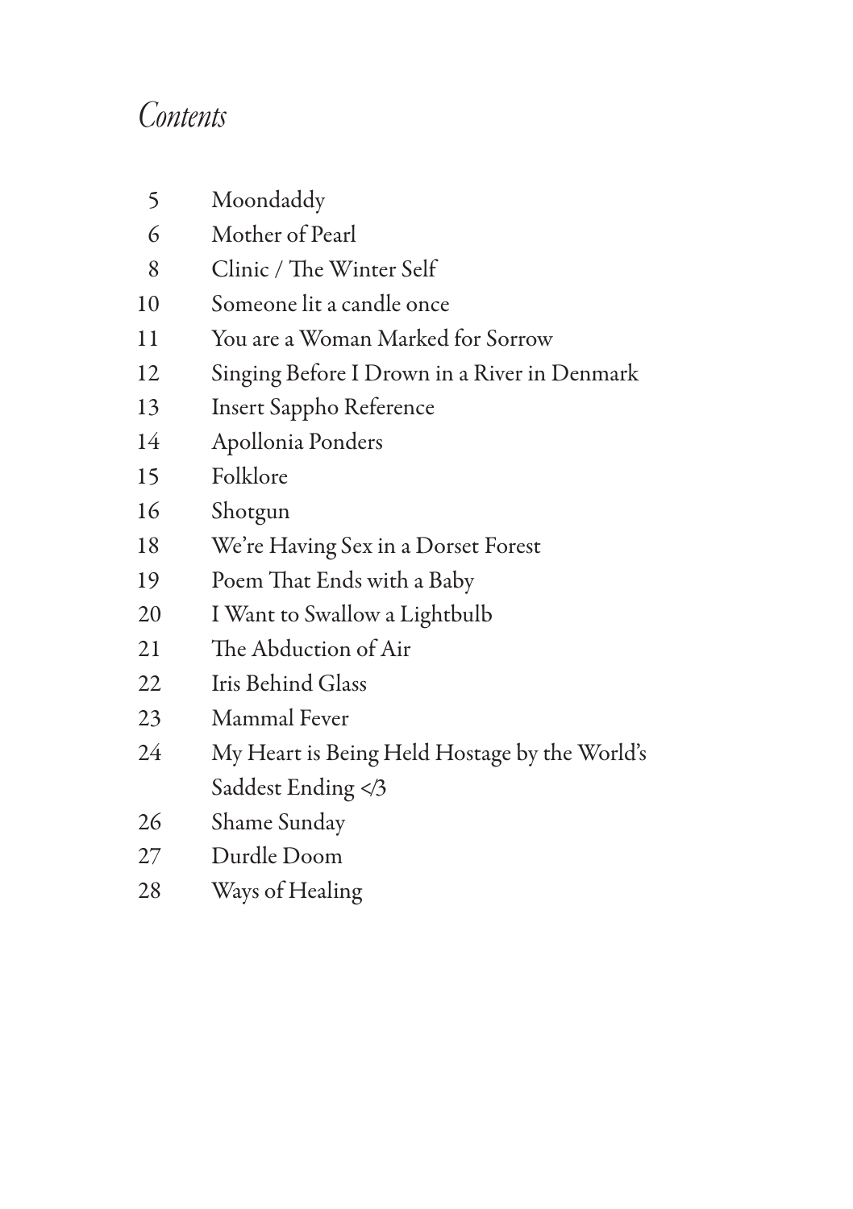# *Contents*

| | |
|---|---|
| 5 | Moondaddy |
| 6 | Mother of Pearl |
| 8 | Clinic / The Winter Self |
| 10 | Someone lit a candle once |
| 11 | You are a Woman Marked for Sorrow |
| 12 | Singing Before I Drown in a River in Denmark |
| 13 | Insert Sappho Reference |
| 14 | Apollonia Ponders |
| 15 | Folklore |
| 16 | Shotgun |
| 18 | We're Having Sex in a Dorset Forest |
| 19 | Poem That Ends with a Baby |
| 20 | I Want to Swallow a Lightbulb |
| 21 | The Abduction of Air |
| 22 | Iris Behind Glass |
| 23 | Mammal Fever |
| 24 | My Heart is Being Held Hostage by the World's Saddest Ending </3 |
| 26 | Shame Sunday |
| 27 | Durdle Doom |
| 28 | Ways of Healing |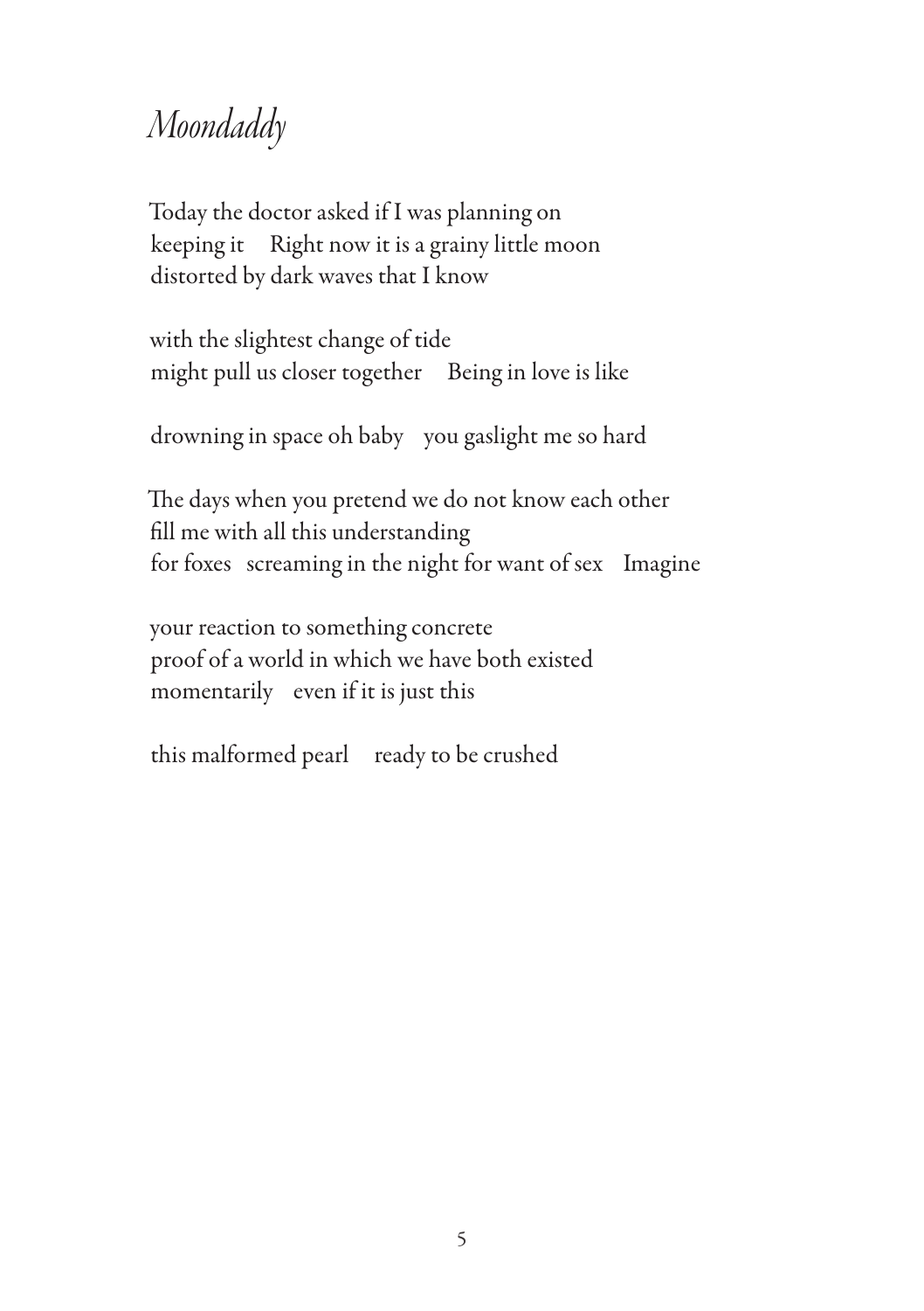# *Moondaddy*

Today the doctor asked if I was planning on  
keeping it     Right now it is a grainy little moon  
distorted by dark waves that I know

with the slightest change of tide  
might pull us closer together     Being in love is like

drowning in space oh baby    you gaslight me so hard

The days when you pretend we do not know each other  
fill me with all this understanding  
for foxes   screaming in the night for want of sex    Imagine

your reaction to something concrete  
proof of a world in which we have both existed  
momentarily    even if it is just this

this malformed pearl     ready to be crushed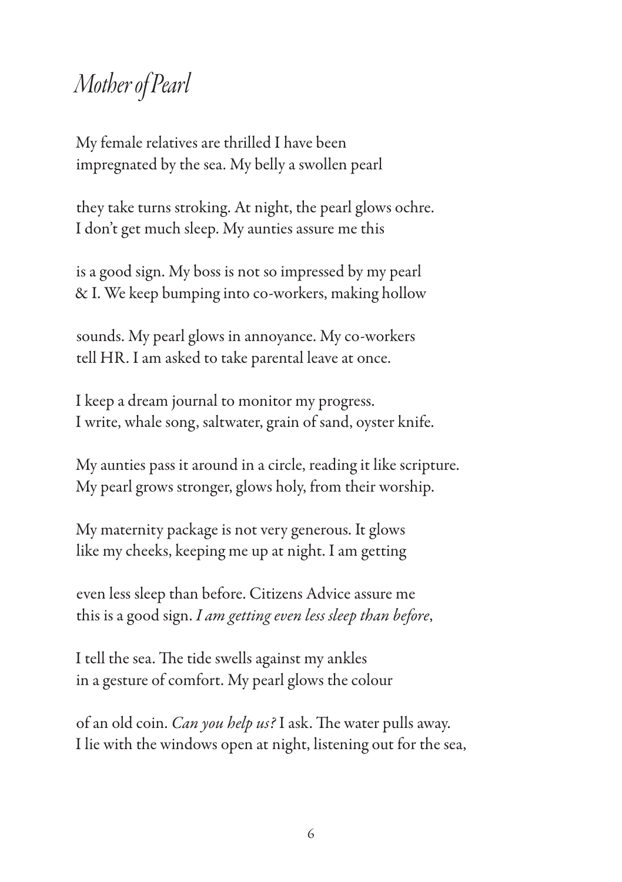# *Mother of Pearl*

My female relatives are thrilled I have been
impregnated by the sea. My belly a swollen pearl

they take turns stroking. At night, the pearl glows ochre.
I don't get much sleep. My aunties assure me this

is a good sign. My boss is not so impressed by my pearl
& I. We keep bumping into co-workers, making hollow

sounds. My pearl glows in annoyance. My co-workers
tell HR. I am asked to take parental leave at once.

I keep a dream journal to monitor my progress.
I write, whale song, saltwater, grain of sand, oyster knife.

My aunties pass it around in a circle, reading it like scripture.
My pearl grows stronger, glows holy, from their worship.

My maternity package is not very generous. It glows
like my cheeks, keeping me up at night. I am getting

even less sleep than before. Citizens Advice assure me
this is a good sign. *I am getting even less sleep than before*,

I tell the sea. The tide swells against my ankles
in a gesture of comfort. My pearl glows the colour

of an old coin. *Can you help us?* I ask. The water pulls away.
I lie with the windows open at night, listening out for the sea,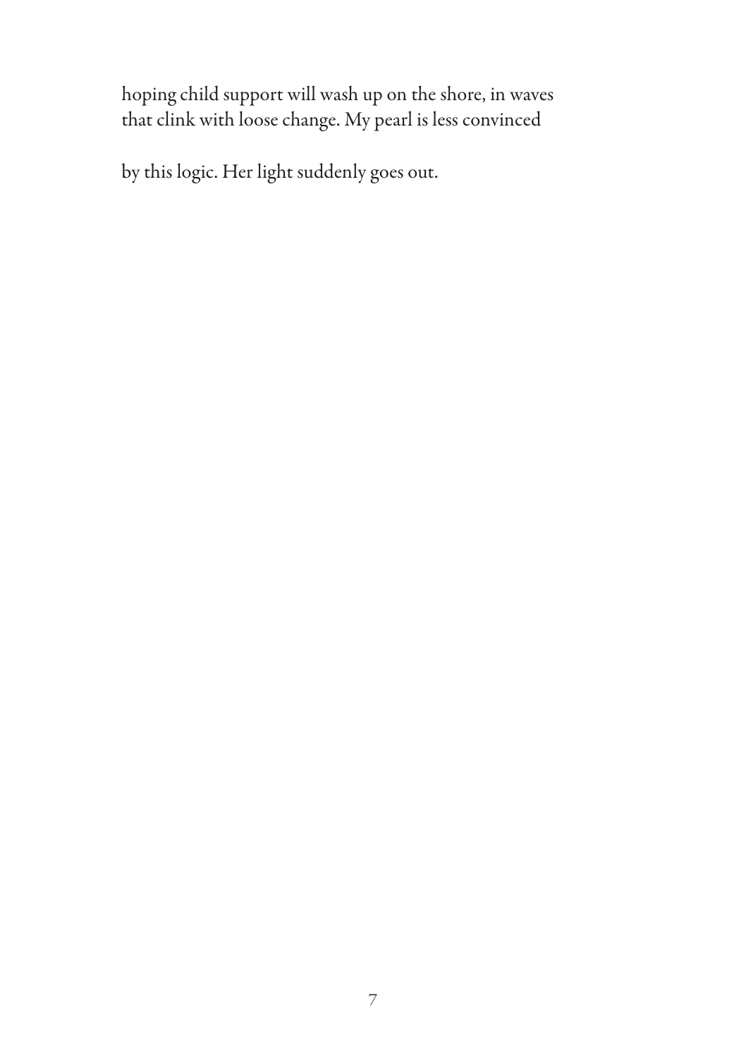hoping child support will wash up on the shore, in waves
that clink with loose change. My pearl is less convinced

by this logic. Her light suddenly goes out.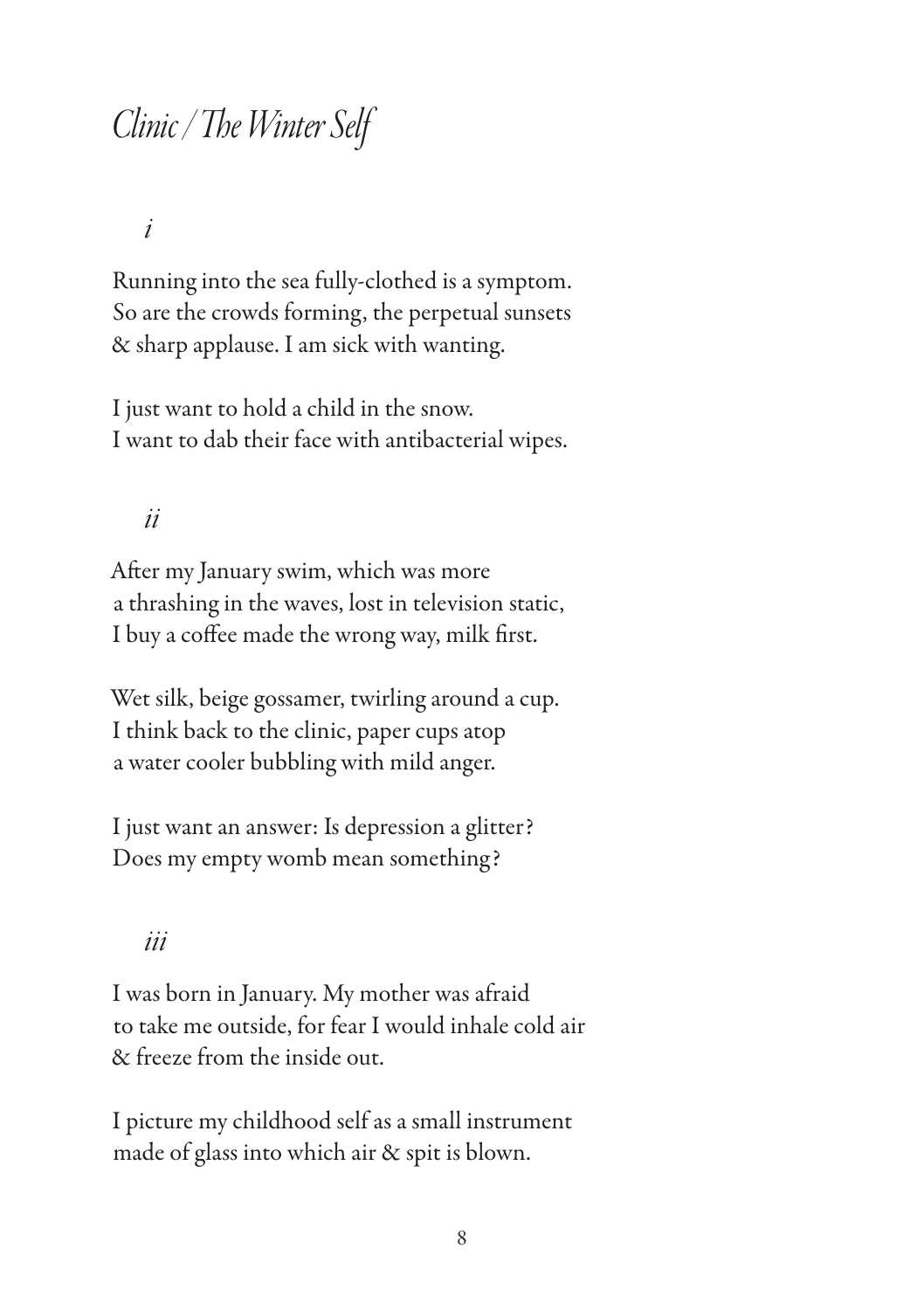# *Clinic / The Winter Self*

*i*

Running into the sea fully-clothed is a symptom.
So are the crowds forming, the perpetual sunsets
& sharp applause. I am sick with wanting.

I just want to hold a child in the snow.
I want to dab their face with antibacterial wipes.

*ii*

After my January swim, which was more
a thrashing in the waves, lost in television static,
I buy a coffee made the wrong way, milk first.

Wet silk, beige gossamer, twirling around a cup.
I think back to the clinic, paper cups atop
a water cooler bubbling with mild anger.

I just want an answer: Is depression a glitter?
Does my empty womb mean something?

*iii*

I was born in January. My mother was afraid
to take me outside, for fear I would inhale cold air
& freeze from the inside out.

I picture my childhood self as a small instrument
made of glass into which air & spit is blown.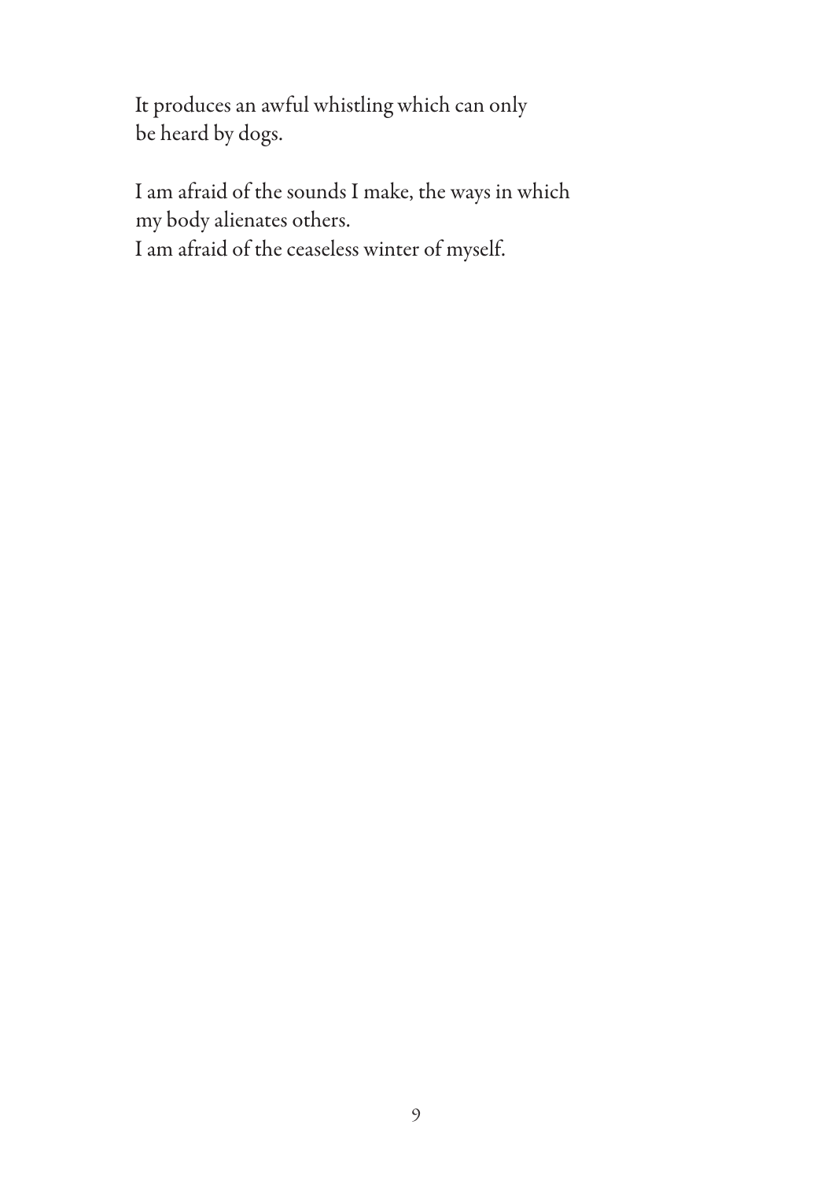It produces an awful whistling which can only
be heard by dogs.

I am afraid of the sounds I make, the ways in which
my body alienates others.
I am afraid of the ceaseless winter of myself.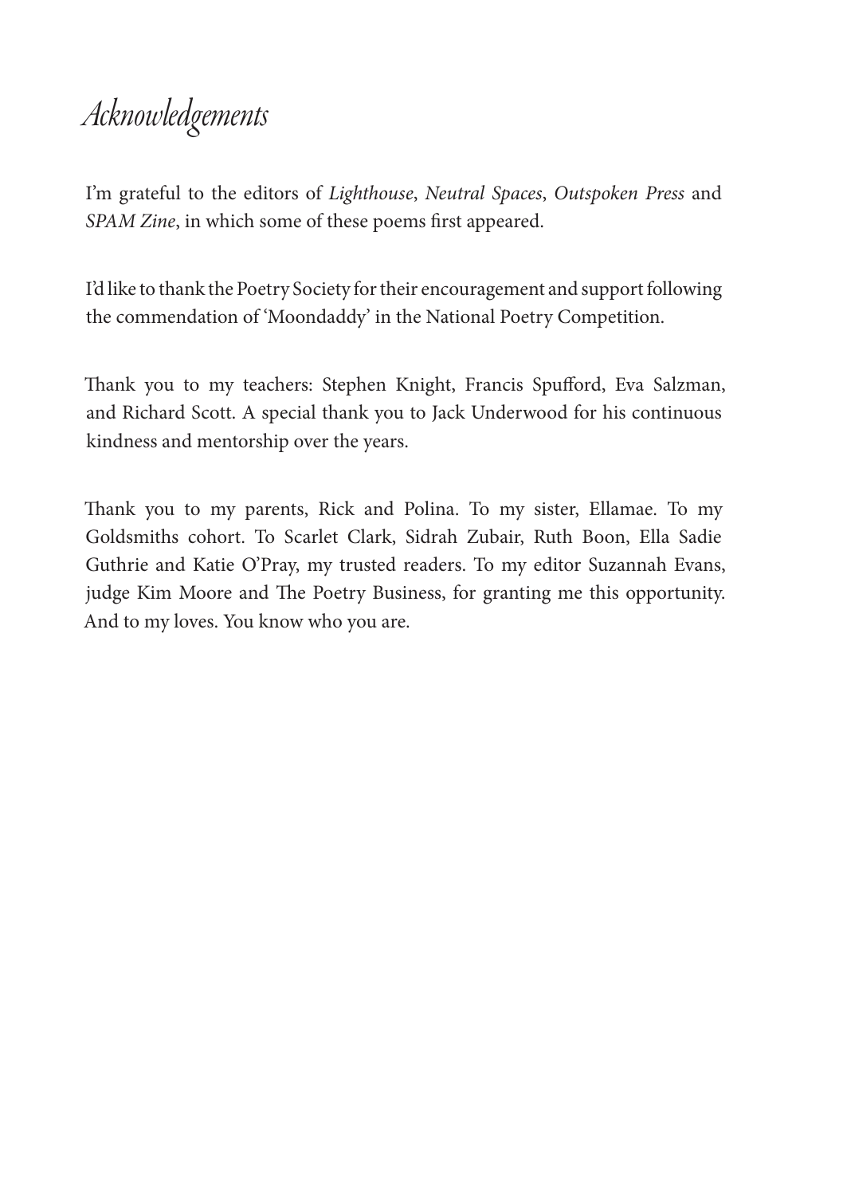# *Acknowledgements*

I'm grateful to the editors of *Lighthouse*, *Neutral Spaces*, *Outspoken Press* and *SPAM Zine*, in which some of these poems first appeared.

I'd like to thank the Poetry Society for their encouragement and support following the commendation of 'Moondaddy' in the National Poetry Competition.

Thank you to my teachers: Stephen Knight, Francis Spufford, Eva Salzman, and Richard Scott. A special thank you to Jack Underwood for his continuous kindness and mentorship over the years.

Thank you to my parents, Rick and Polina. To my sister, Ellamae. To my Goldsmiths cohort. To Scarlet Clark, Sidrah Zubair, Ruth Boon, Ella Sadie Guthrie and Katie O'Pray, my trusted readers. To my editor Suzannah Evans, judge Kim Moore and The Poetry Business, for granting me this opportunity. And to my loves. You know who you are.